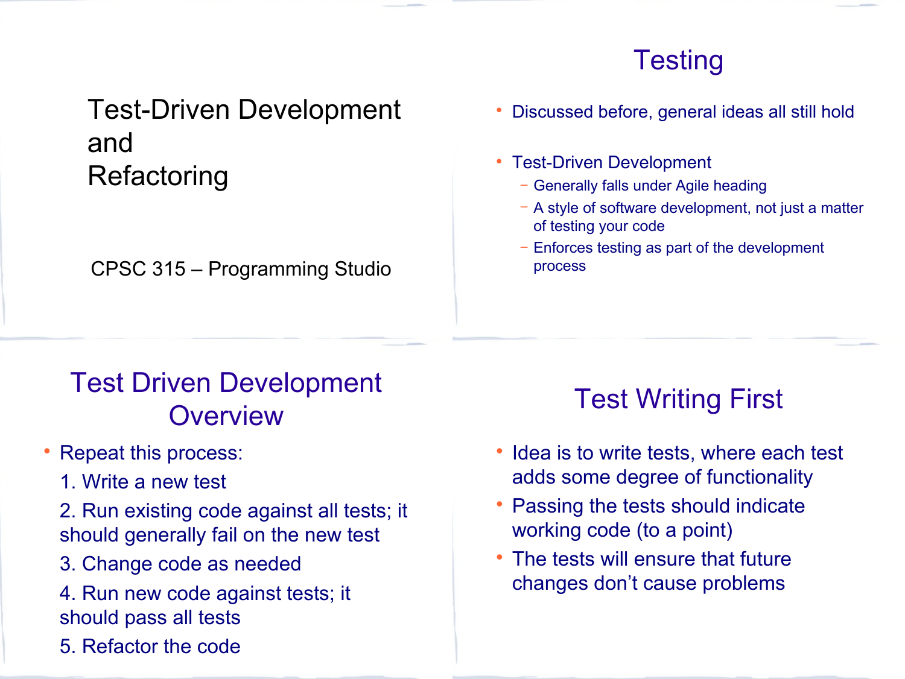# Test-Driven Development and Refactoring

CPSC 315 – Programming Studio

## Testing

- Discussed before, general ideas all still hold
- Test-Driven Development
  - Generally falls under Agile heading
  - A style of software development, not just a matter of testing your code
  - Enforces testing as part of the development process

## Test Driven Development Overview

- Repeat this process:
  1. Write a new test
  2. Run existing code against all tests; it should generally fail on the new test
  3. Change code as needed
  4. Run new code against tests; it should pass all tests
  5. Refactor the code

## Test Writing First

- Idea is to write tests, where each test adds some degree of functionality
- Passing the tests should indicate working code (to a point)
- The tests will ensure that future changes don't cause problems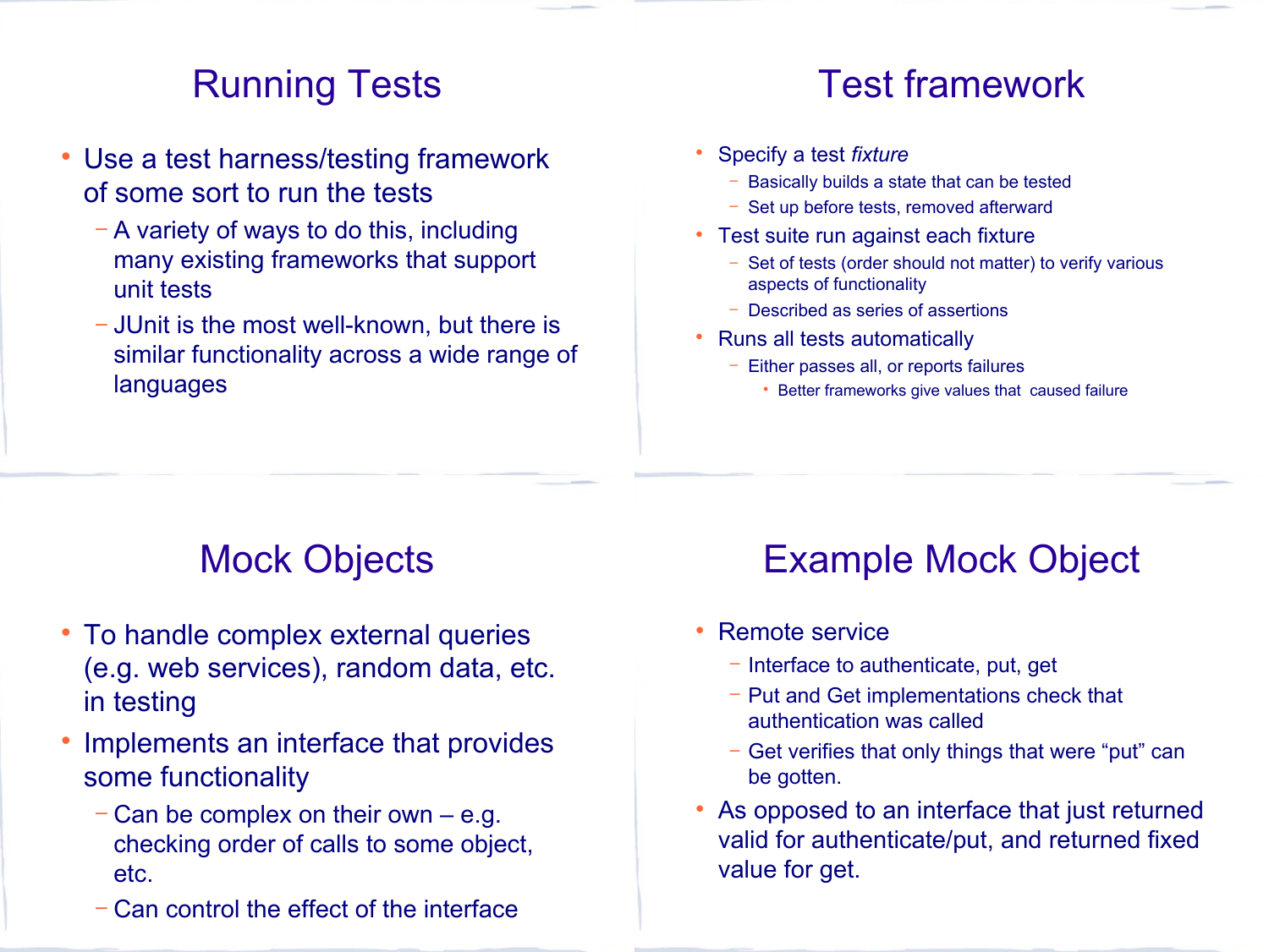## Running Tests

- Use a test harness/testing framework of some sort to run the tests
  - A variety of ways to do this, including many existing frameworks that support unit tests
  - JUnit is the most well-known, but there is similar functionality across a wide range of languages

## Test framework

- Specify a test *fixture*
  - Basically builds a state that can be tested
  - Set up before tests, removed afterward
- Test suite run against each fixture
  - Set of tests (order should not matter) to verify various aspects of functionality
  - Described as series of assertions
- Runs all tests automatically
  - Either passes all, or reports failures
    - Better frameworks give values that caused failure

## Mock Objects

- To handle complex external queries (e.g. web services), random data, etc. in testing
- Implements an interface that provides some functionality
  - Can be complex on their own – e.g. checking order of calls to some object, etc.
  - Can control the effect of the interface

## Example Mock Object

- Remote service
  - Interface to authenticate, put, get
  - Put and Get implementations check that authentication was called
  - Get verifies that only things that were "put" can be gotten.
- As opposed to an interface that just returned valid for authenticate/put, and returned fixed value for get.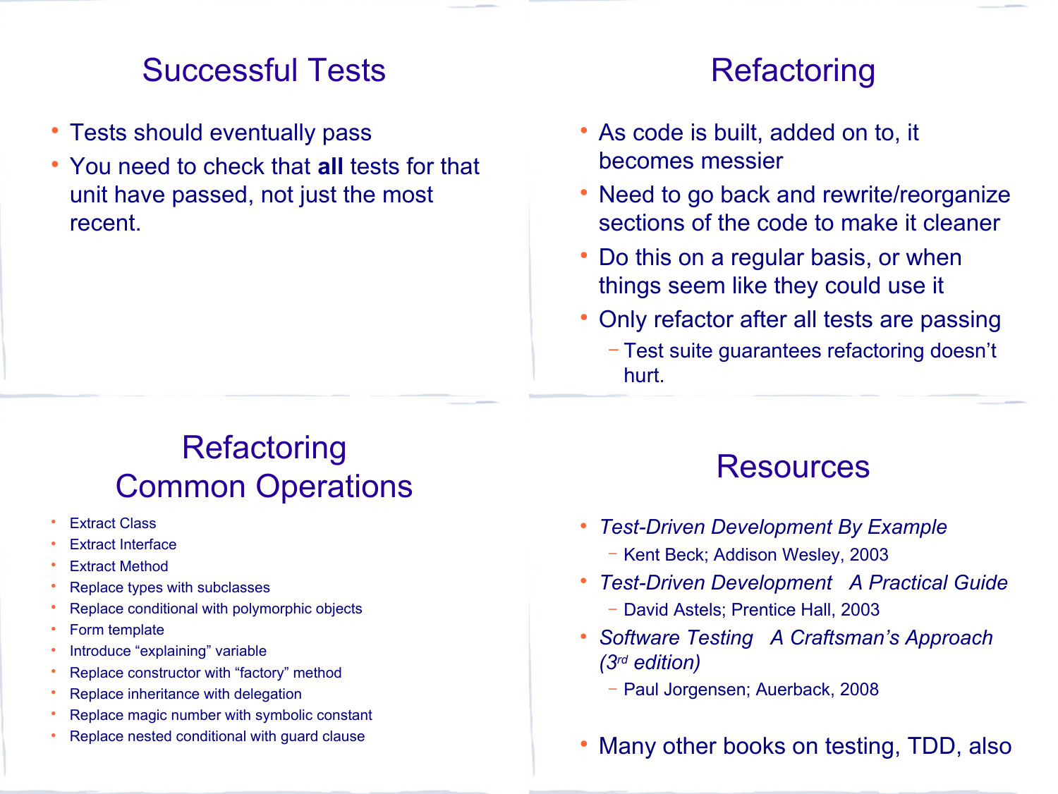# Successful Tests

- Tests should eventually pass
- You need to check that **all** tests for that unit have passed, not just the most recent.

# Refactoring

- As code is built, added on to, it becomes messier
- Need to go back and rewrite/reorganize sections of the code to make it cleaner
- Do this on a regular basis, or when things seem like they could use it
- Only refactor after all tests are passing
  - Test suite guarantees refactoring doesn't hurt.

# Refactoring Common Operations

- Extract Class
- Extract Interface
- Extract Method
- Replace types with subclasses
- Replace conditional with polymorphic objects
- Form template
- Introduce "explaining" variable
- Replace constructor with "factory" method
- Replace inheritance with delegation
- Replace magic number with symbolic constant
- Replace nested conditional with guard clause

# Resources

- *Test-Driven Development By Example*
  - Kent Beck; Addison Wesley, 2003
- *Test-Driven Development A Practical Guide*
  - David Astels; Prentice Hall, 2003
- *Software Testing A Craftsman's Approach (3rd edition)*
  - Paul Jorgensen; Auerback, 2008
- Many other books on testing, TDD, also